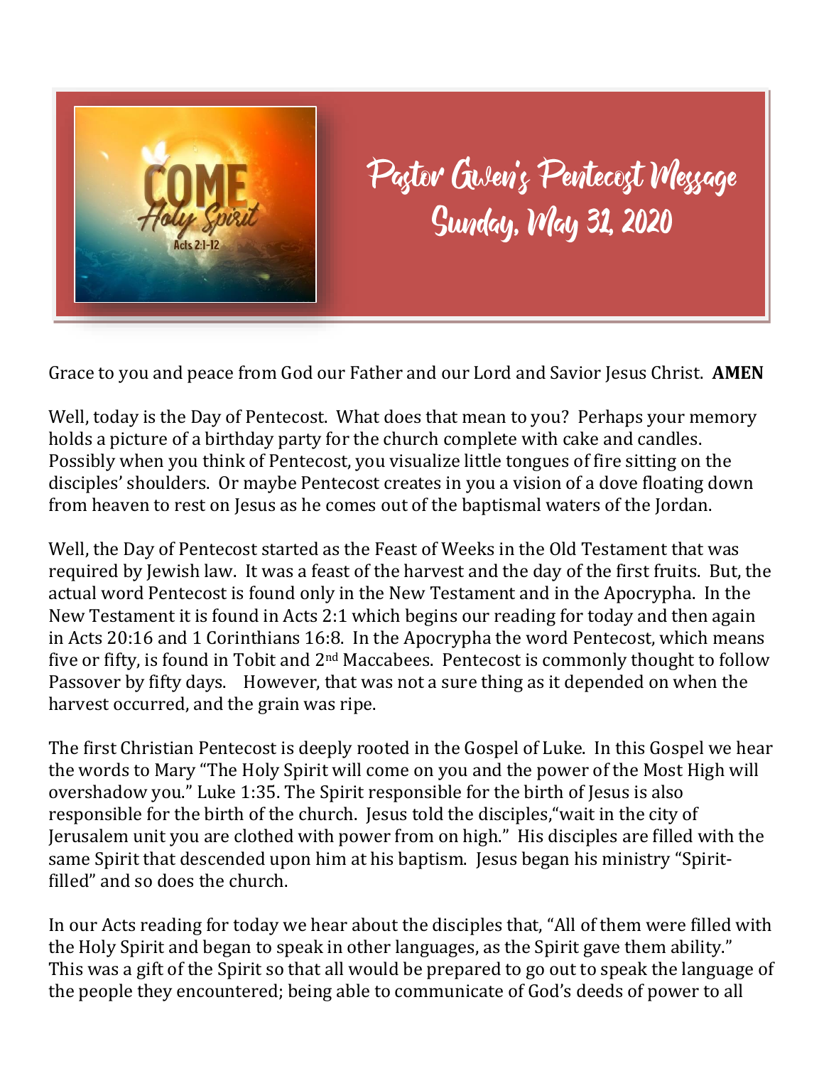# Pastor Gwen's Pentecost Message
## Sunday, May 31, 2020

Grace to you and peace from God our Father and our Lord and Savior Jesus Christ. **AMEN**

Well, today is the Day of Pentecost. What does that mean to you? Perhaps your memory holds a picture of a birthday party for the church complete with cake and candles. Possibly when you think of Pentecost, you visualize little tongues of fire sitting on the disciples' shoulders. Or maybe Pentecost creates in you a vision of a dove floating down from heaven to rest on Jesus as he comes out of the baptismal waters of the Jordan.

Well, the Day of Pentecost started as the Feast of Weeks in the Old Testament that was required by Jewish law. It was a feast of the harvest and the day of the first fruits. But, the actual word Pentecost is found only in the New Testament and in the Apocrypha. In the New Testament it is found in Acts 2:1 which begins our reading for today and then again in Acts 20:16 and 1 Corinthians 16:8. In the Apocrypha the word Pentecost, which means five or fifty, is found in Tobit and 2nd Maccabees. Pentecost is commonly thought to follow Passover by fifty days. However, that was not a sure thing as it depended on when the harvest occurred, and the grain was ripe.

The first Christian Pentecost is deeply rooted in the Gospel of Luke. In this Gospel we hear the words to Mary "The Holy Spirit will come on you and the power of the Most High will overshadow you." Luke 1:35. The Spirit responsible for the birth of Jesus is also responsible for the birth of the church. Jesus told the disciples,"wait in the city of Jerusalem unit you are clothed with power from on high." His disciples are filled with the same Spirit that descended upon him at his baptism. Jesus began his ministry "Spirit-filled" and so does the church.

In our Acts reading for today we hear about the disciples that, "All of them were filled with the Holy Spirit and began to speak in other languages, as the Spirit gave them ability." This was a gift of the Spirit so that all would be prepared to go out to speak the language of the people they encountered; being able to communicate of God's deeds of power to all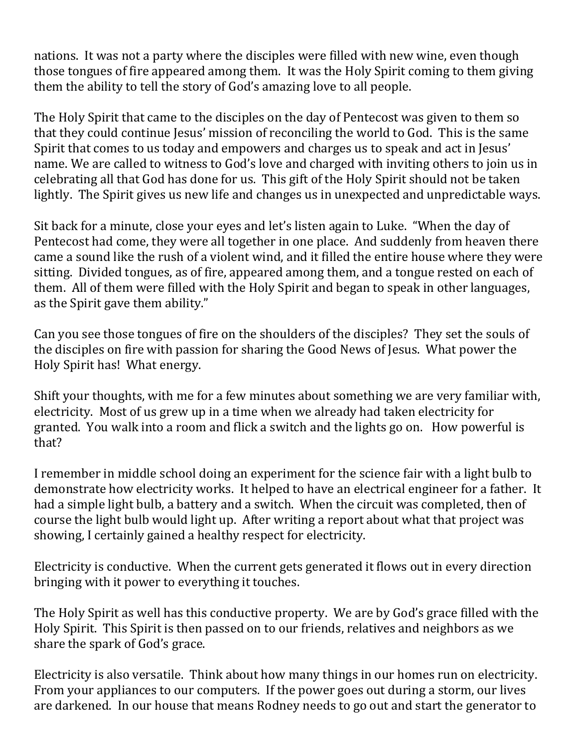nations. It was not a party where the disciples were filled with new wine, even though those tongues of fire appeared among them. It was the Holy Spirit coming to them giving them the ability to tell the story of God's amazing love to all people.

The Holy Spirit that came to the disciples on the day of Pentecost was given to them so that they could continue Jesus' mission of reconciling the world to God. This is the same Spirit that comes to us today and empowers and charges us to speak and act in Jesus' name. We are called to witness to God's love and charged with inviting others to join us in celebrating all that God has done for us. This gift of the Holy Spirit should not be taken lightly. The Spirit gives us new life and changes us in unexpected and unpredictable ways.

Sit back for a minute, close your eyes and let's listen again to Luke. "When the day of Pentecost had come, they were all together in one place. And suddenly from heaven there came a sound like the rush of a violent wind, and it filled the entire house where they were sitting. Divided tongues, as of fire, appeared among them, and a tongue rested on each of them. All of them were filled with the Holy Spirit and began to speak in other languages, as the Spirit gave them ability."

Can you see those tongues of fire on the shoulders of the disciples? They set the souls of the disciples on fire with passion for sharing the Good News of Jesus. What power the Holy Spirit has! What energy.

Shift your thoughts, with me for a few minutes about something we are very familiar with, electricity. Most of us grew up in a time when we already had taken electricity for granted. You walk into a room and flick a switch and the lights go on. How powerful is that?

I remember in middle school doing an experiment for the science fair with a light bulb to demonstrate how electricity works. It helped to have an electrical engineer for a father. It had a simple light bulb, a battery and a switch. When the circuit was completed, then of course the light bulb would light up. After writing a report about what that project was showing, I certainly gained a healthy respect for electricity.

Electricity is conductive. When the current gets generated it flows out in every direction bringing with it power to everything it touches.

The Holy Spirit as well has this conductive property. We are by God's grace filled with the Holy Spirit. This Spirit is then passed on to our friends, relatives and neighbors as we share the spark of God's grace.

Electricity is also versatile. Think about how many things in our homes run on electricity. From your appliances to our computers. If the power goes out during a storm, our lives are darkened. In our house that means Rodney needs to go out and start the generator to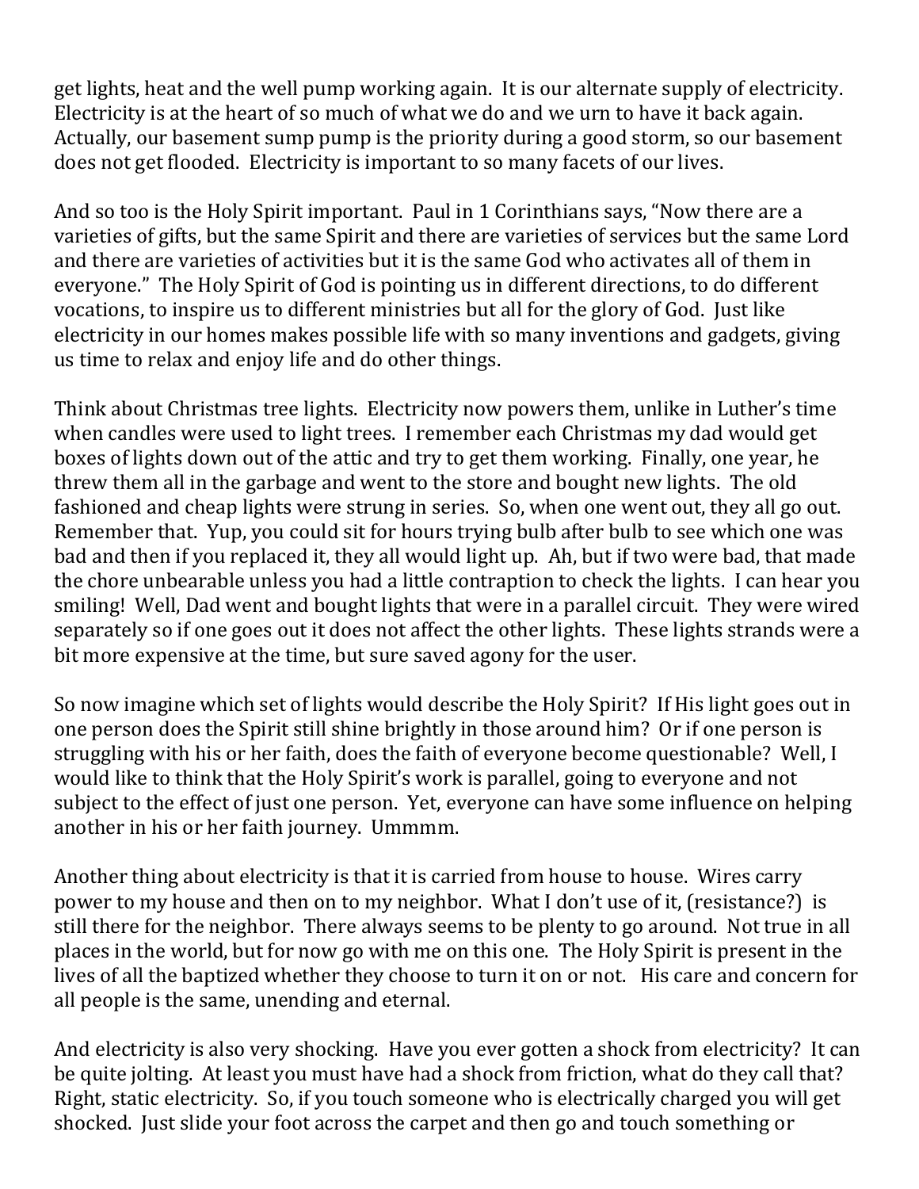get lights, heat and the well pump working again. It is our alternate supply of electricity. Electricity is at the heart of so much of what we do and we urn to have it back again. Actually, our basement sump pump is the priority during a good storm, so our basement does not get flooded. Electricity is important to so many facets of our lives.

And so too is the Holy Spirit important. Paul in 1 Corinthians says, "Now there are a varieties of gifts, but the same Spirit and there are varieties of services but the same Lord and there are varieties of activities but it is the same God who activates all of them in everyone." The Holy Spirit of God is pointing us in different directions, to do different vocations, to inspire us to different ministries but all for the glory of God. Just like electricity in our homes makes possible life with so many inventions and gadgets, giving us time to relax and enjoy life and do other things.

Think about Christmas tree lights. Electricity now powers them, unlike in Luther's time when candles were used to light trees. I remember each Christmas my dad would get boxes of lights down out of the attic and try to get them working. Finally, one year, he threw them all in the garbage and went to the store and bought new lights. The old fashioned and cheap lights were strung in series. So, when one went out, they all go out. Remember that. Yup, you could sit for hours trying bulb after bulb to see which one was bad and then if you replaced it, they all would light up. Ah, but if two were bad, that made the chore unbearable unless you had a little contraption to check the lights. I can hear you smiling! Well, Dad went and bought lights that were in a parallel circuit. They were wired separately so if one goes out it does not affect the other lights. These lights strands were a bit more expensive at the time, but sure saved agony for the user.

So now imagine which set of lights would describe the Holy Spirit? If His light goes out in one person does the Spirit still shine brightly in those around him? Or if one person is struggling with his or her faith, does the faith of everyone become questionable? Well, I would like to think that the Holy Spirit's work is parallel, going to everyone and not subject to the effect of just one person. Yet, everyone can have some influence on helping another in his or her faith journey. Ummmm.

Another thing about electricity is that it is carried from house to house. Wires carry power to my house and then on to my neighbor. What I don't use of it, (resistance?) is still there for the neighbor. There always seems to be plenty to go around. Not true in all places in the world, but for now go with me on this one. The Holy Spirit is present in the lives of all the baptized whether they choose to turn it on or not. His care and concern for all people is the same, unending and eternal.

And electricity is also very shocking. Have you ever gotten a shock from electricity? It can be quite jolting. At least you must have had a shock from friction, what do they call that? Right, static electricity. So, if you touch someone who is electrically charged you will get shocked. Just slide your foot across the carpet and then go and touch something or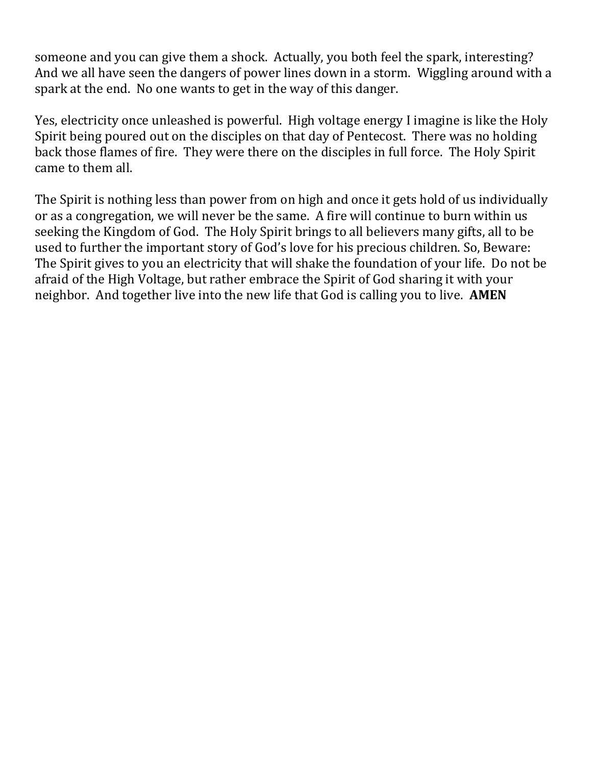someone and you can give them a shock. Actually, you both feel the spark, interesting? And we all have seen the dangers of power lines down in a storm. Wiggling around with a spark at the end. No one wants to get in the way of this danger.

Yes, electricity once unleashed is powerful. High voltage energy I imagine is like the Holy Spirit being poured out on the disciples on that day of Pentecost. There was no holding back those flames of fire. They were there on the disciples in full force. The Holy Spirit came to them all.

The Spirit is nothing less than power from on high and once it gets hold of us individually or as a congregation, we will never be the same. A fire will continue to burn within us seeking the Kingdom of God. The Holy Spirit brings to all believers many gifts, all to be used to further the important story of God's love for his precious children. So, Beware: The Spirit gives to you an electricity that will shake the foundation of your life. Do not be afraid of the High Voltage, but rather embrace the Spirit of God sharing it with your neighbor. And together live into the new life that God is calling you to live. **AMEN**